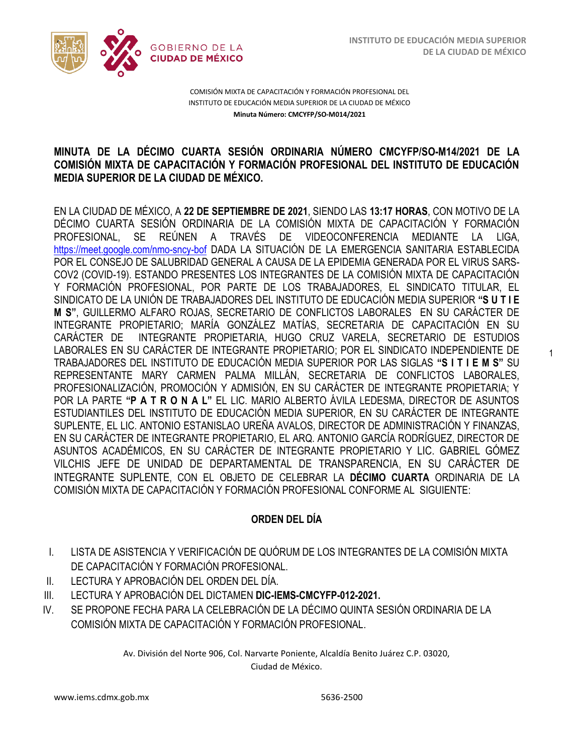COMISIÓN MIXTA DE CAPACITACIÓN Y FORMACIÓN PROFESIONAL DEL INSTITUTO DE EDUCACIÓN MEDIA SUPERIOR DE LA CIUDAD DE MÉXICO

**Minuta Número: CMCYFP/SO-M014/2021**

## MINUTA DE LA DÉCIMO CUARTA SESIÓN ORDINARIA NÚMERO CMCYFP/SO-M14/2021 DE LA COMISIÓN MIXTA DE CAPACITACIÓN Y FORMACIÓN PROFESIONAL DEL INSTITUTO DE EDUCACIÓN MEDIA SUPERIOR DE LA CIUDAD DE MÉXICO.

EN LA CIUDAD DE MÉXICO, A **22 DE SEPTIEMBRE DE 2021**, SIENDO LAS **13:17 HORAS**, CON MOTIVO DE LA DÉCIMO CUARTA SESIÓN ORDINARIA DE LA COMISIÓN MIXTA DE CAPACITACIÓN Y FORMACIÓN PROFESIONAL, SE REÚNEN A TRAVÉS DE VIDEOCONFERENCIA MEDIANTE LA LIGA, https://meet.google.com/nmo-sncy-bof DADA LA SITUACIÓN DE LA EMERGENCIA SANITARIA ESTABLECIDA POR EL CONSEJO DE SALUBRIDAD GENERAL A CAUSA DE LA EPIDEMIA GENERADA POR EL VIRUS SARS-COV2 (COVID-19). ESTANDO PRESENTES LOS INTEGRANTES DE LA COMISIÓN MIXTA DE CAPACITACIÓN Y FORMACIÓN PROFESIONAL, POR PARTE DE LOS TRABAJADORES, EL SINDICATO TITULAR, EL SINDICATO DE LA UNIÓN DE TRABAJADORES DEL INSTITUTO DE EDUCACIÓN MEDIA SUPERIOR **"S U T I E M S"**, GUILLERMO ALFARO ROJAS, SECRETARIO DE CONFLICTOS LABORALES EN SU CARÁCTER DE INTEGRANTE PROPIETARIO; MARÍA GONZÁLEZ MATÍAS, SECRETARIA DE CAPACITACIÓN EN SU CARÁCTER DE INTEGRANTE PROPIETARIA, HUGO CRUZ VARELA, SECRETARIO DE ESTUDIOS LABORALES EN SU CARÁCTER DE INTEGRANTE PROPIETARIO; POR EL SINDICATO INDEPENDIENTE DE TRABAJADORES DEL INSTITUTO DE EDUCACIÓN MEDIA SUPERIOR POR LAS SIGLAS **"S I T I E M S"** SU REPRESENTANTE MARY CARMEN PALMA MILLÁN, SECRETARIA DE CONFLICTOS LABORALES, PROFESIONALIZACIÓN, PROMOCIÓN Y ADMISIÓN, EN SU CARÁCTER DE INTEGRANTE PROPIETARIA; Y POR LA PARTE **"P A T R O N A L"** EL LIC. MARIO ALBERTO ÁVILA LEDESMA, DIRECTOR DE ASUNTOS ESTUDIANTILES DEL INSTITUTO DE EDUCACIÓN MEDIA SUPERIOR, EN SU CARÁCTER DE INTEGRANTE SUPLENTE, EL LIC. ANTONIO ESTANISLAO UREÑA AVALOS, DIRECTOR DE ADMINISTRACIÓN Y FINANZAS, EN SU CARÁCTER DE INTEGRANTE PROPIETARIO, EL ARQ. ANTONIO GARCÍA RODRÍGUEZ, DIRECTOR DE ASUNTOS ACADÉMICOS, EN SU CARÁCTER DE INTEGRANTE PROPIETARIO Y LIC. GABRIEL GÓMEZ VILCHIS JEFE DE UNIDAD DE DEPARTAMENTAL DE TRANSPARENCIA, EN SU CARÁCTER DE INTEGRANTE SUPLENTE, CON EL OBJETO DE CELEBRAR LA **DÉCIMO CUARTA** ORDINARIA DE LA COMISIÓN MIXTA DE CAPACITACIÓN Y FORMACIÓN PROFESIONAL CONFORME AL SIGUIENTE:

### ORDEN DEL DÍA

I. LISTA DE ASISTENCIA Y VERIFICACIÓN DE QUÓRUM DE LOS INTEGRANTES DE LA COMISIÓN MIXTA DE CAPACITACIÓN Y FORMACIÓN PROFESIONAL.
II. LECTURA Y APROBACIÓN DEL ORDEN DEL DÍA.
III. LECTURA Y APROBACIÓN DEL DICTAMEN **DIC-IEMS-CMCYFP-012-2021.**
IV. SE PROPONE FECHA PARA LA CELEBRACIÓN DE LA DÉCIMO QUINTA SESIÓN ORDINARIA DE LA COMISIÓN MIXTA DE CAPACITACIÓN Y FORMACIÓN PROFESIONAL.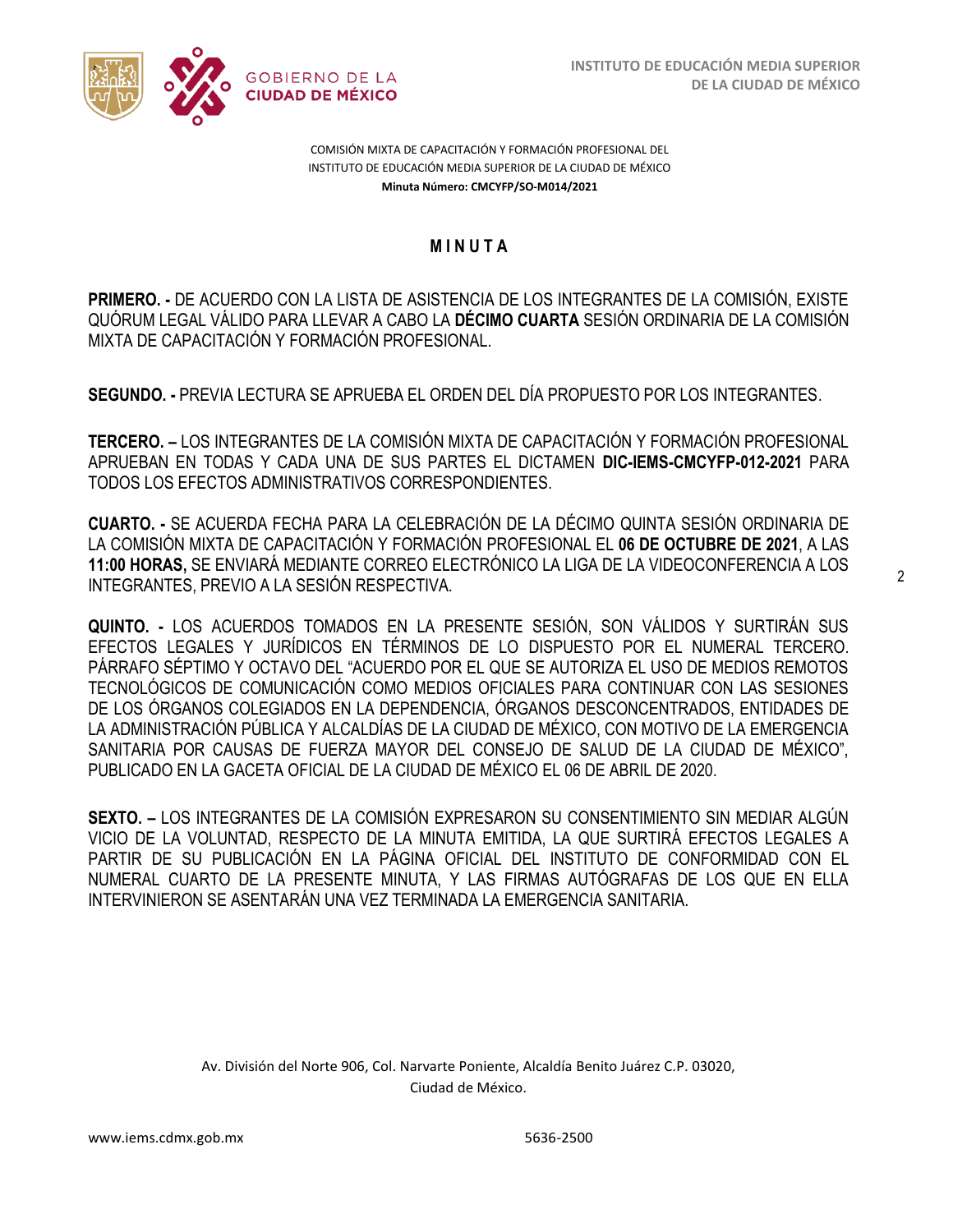COMISIÓN MIXTA DE CAPACITACIÓN Y FORMACIÓN PROFESIONAL DEL INSTITUTO DE EDUCACIÓN MEDIA SUPERIOR DE LA CIUDAD DE MÉXICO
**Minuta Número: CMCYFP/SO-M014/2021**

# M I N U T A

**PRIMERO. -** DE ACUERDO CON LA LISTA DE ASISTENCIA DE LOS INTEGRANTES DE LA COMISIÓN, EXISTE QUÓRUM LEGAL VÁLIDO PARA LLEVAR A CABO LA **DÉCIMO CUARTA** SESIÓN ORDINARIA DE LA COMISIÓN MIXTA DE CAPACITACIÓN Y FORMACIÓN PROFESIONAL.

**SEGUNDO. -** PREVIA LECTURA SE APRUEBA EL ORDEN DEL DÍA PROPUESTO POR LOS INTEGRANTES.

**TERCERO. –** LOS INTEGRANTES DE LA COMISIÓN MIXTA DE CAPACITACIÓN Y FORMACIÓN PROFESIONAL APRUEBAN EN TODAS Y CADA UNA DE SUS PARTES EL DICTAMEN **DIC-IEMS-CMCYFP-012-2021** PARA TODOS LOS EFECTOS ADMINISTRATIVOS CORRESPONDIENTES.

**CUARTO. -** SE ACUERDA FECHA PARA LA CELEBRACIÓN DE LA DÉCIMO QUINTA SESIÓN ORDINARIA DE LA COMISIÓN MIXTA DE CAPACITACIÓN Y FORMACIÓN PROFESIONAL EL **06 DE OCTUBRE DE 2021**, A LAS **11:00 HORAS,** SE ENVIARÁ MEDIANTE CORREO ELECTRÓNICO LA LIGA DE LA VIDEOCONFERENCIA A LOS INTEGRANTES, PREVIO A LA SESIÓN RESPECTIVA.

**QUINTO. -** LOS ACUERDOS TOMADOS EN LA PRESENTE SESIÓN, SON VÁLIDOS Y SURTIRÁN SUS EFECTOS LEGALES Y JURÍDICOS EN TÉRMINOS DE LO DISPUESTO POR EL NUMERAL TERCERO. PÁRRAFO SÉPTIMO Y OCTAVO DEL "ACUERDO POR EL QUE SE AUTORIZA EL USO DE MEDIOS REMOTOS TECNOLÓGICOS DE COMUNICACIÓN COMO MEDIOS OFICIALES PARA CONTINUAR CON LAS SESIONES DE LOS ÓRGANOS COLEGIADOS EN LA DEPENDENCIA, ÓRGANOS DESCONCENTRADOS, ENTIDADES DE LA ADMINISTRACIÓN PÚBLICA Y ALCALDÍAS DE LA CIUDAD DE MÉXICO, CON MOTIVO DE LA EMERGENCIA SANITARIA POR CAUSAS DE FUERZA MAYOR DEL CONSEJO DE SALUD DE LA CIUDAD DE MÉXICO", PUBLICADO EN LA GACETA OFICIAL DE LA CIUDAD DE MÉXICO EL 06 DE ABRIL DE 2020.

**SEXTO. –** LOS INTEGRANTES DE LA COMISIÓN EXPRESARON SU CONSENTIMIENTO SIN MEDIAR ALGÚN VICIO DE LA VOLUNTAD, RESPECTO DE LA MINUTA EMITIDA, LA QUE SURTIRÁ EFECTOS LEGALES A PARTIR DE SU PUBLICACIÓN EN LA PÁGINA OFICIAL DEL INSTITUTO DE CONFORMIDAD CON EL NUMERAL CUARTO DE LA PRESENTE MINUTA, Y LAS FIRMAS AUTÓGRAFAS DE LOS QUE EN ELLA INTERVINIERON SE ASENTARÁN UNA VEZ TERMINADA LA EMERGENCIA SANITARIA.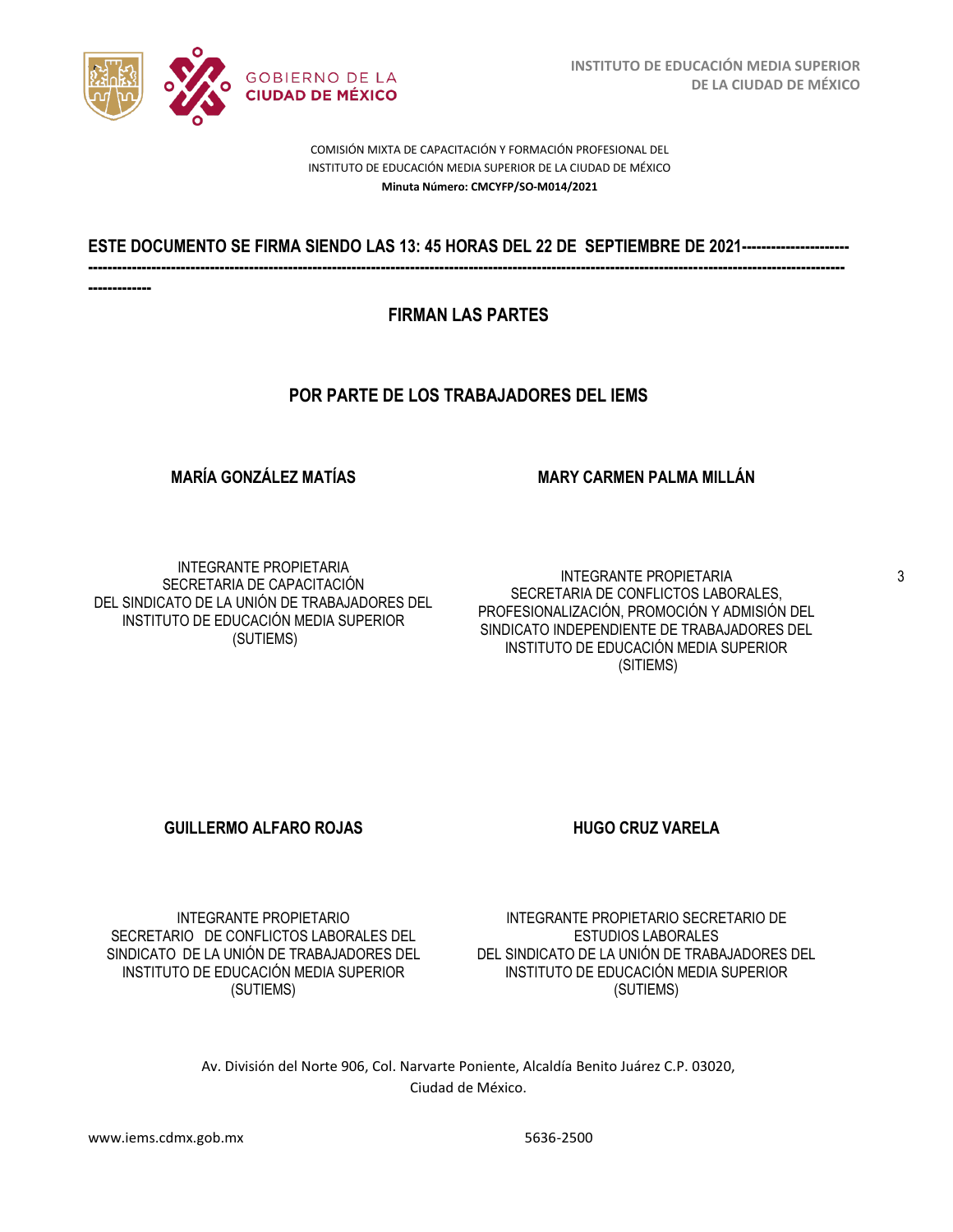COMISIÓN MIXTA DE CAPACITACIÓN Y FORMACIÓN PROFESIONAL DEL INSTITUTO DE EDUCACIÓN MEDIA SUPERIOR DE LA CIUDAD DE MÉXICO

**Minuta Número: CMCYFP/SO-M014/2021**

**ESTE DOCUMENTO SE FIRMA SIENDO LAS 13: 45 HORAS DEL 22 DE SEPTIEMBRE DE 2021------------------------------------------------------------------------------------------------------------------------------------------------------------------------------------------------**

## FIRMAN LAS PARTES

## POR PARTE DE LOS TRABAJADORES DEL IEMS

**MARÍA GONZÁLEZ MATÍAS**

INTEGRANTE PROPIETARIA
SECRETARIA DE CAPACITACIÓN
DEL SINDICATO DE LA UNIÓN DE TRABAJADORES DEL INSTITUTO DE EDUCACIÓN MEDIA SUPERIOR
(SUTIEMS)

**MARY CARMEN PALMA MILLÁN**

INTEGRANTE PROPIETARIA
SECRETARIA DE CONFLICTOS LABORALES, PROFESIONALIZACIÓN, PROMOCIÓN Y ADMISIÓN DEL SINDICATO INDEPENDIENTE DE TRABAJADORES DEL INSTITUTO DE EDUCACIÓN MEDIA SUPERIOR
(SITIEMS)

**GUILLERMO ALFARO ROJAS**

INTEGRANTE PROPIETARIO
SECRETARIO DE CONFLICTOS LABORALES DEL SINDICATO DE LA UNIÓN DE TRABAJADORES DEL INSTITUTO DE EDUCACIÓN MEDIA SUPERIOR
(SUTIEMS)

**HUGO CRUZ VARELA**

INTEGRANTE PROPIETARIO SECRETARIO DE ESTUDIOS LABORALES
DEL SINDICATO DE LA UNIÓN DE TRABAJADORES DEL INSTITUTO DE EDUCACIÓN MEDIA SUPERIOR
(SUTIEMS)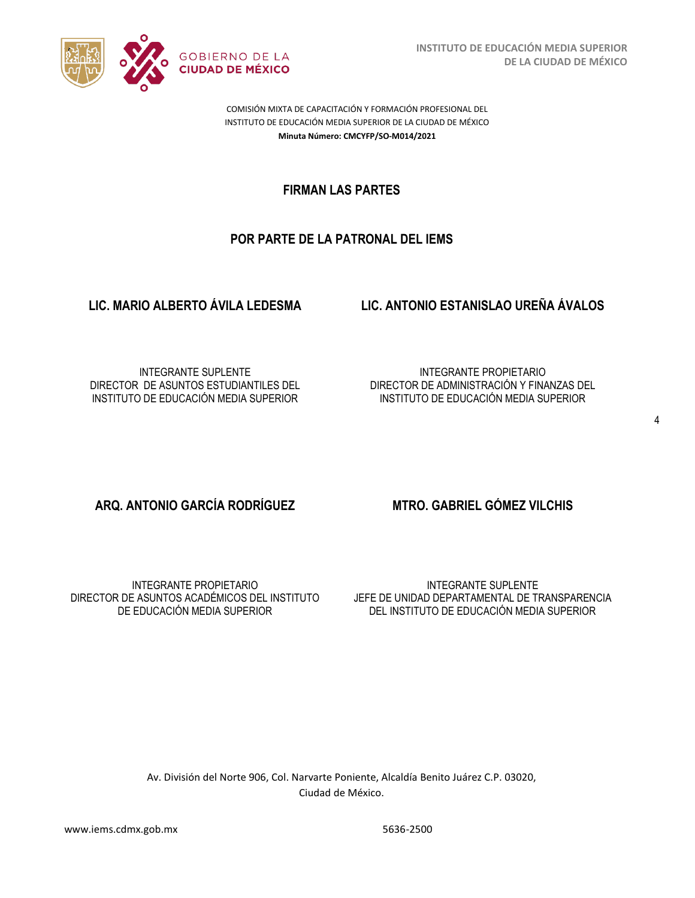COMISIÓN MIXTA DE CAPACITACIÓN Y FORMACIÓN PROFESIONAL DEL INSTITUTO DE EDUCACIÓN MEDIA SUPERIOR DE LA CIUDAD DE MÉXICO

**Minuta Número: CMCYFP/SO-M014/2021**

## FIRMAN LAS PARTES

## POR PARTE DE LA PATRONAL DEL IEMS

**LIC. MARIO ALBERTO ÁVILA LEDESMA**

INTEGRANTE SUPLENTE
DIRECTOR DE ASUNTOS ESTUDIANTILES DEL INSTITUTO DE EDUCACIÓN MEDIA SUPERIOR

**LIC. ANTONIO ESTANISLAO UREÑA ÁVALOS**

INTEGRANTE PROPIETARIO
DIRECTOR DE ADMINISTRACIÓN Y FINANZAS DEL INSTITUTO DE EDUCACIÓN MEDIA SUPERIOR

**ARQ. ANTONIO GARCÍA RODRÍGUEZ**

INTEGRANTE PROPIETARIO
DIRECTOR DE ASUNTOS ACADÉMICOS DEL INSTITUTO DE EDUCACIÓN MEDIA SUPERIOR

**MTRO. GABRIEL GÓMEZ VILCHIS**

INTEGRANTE SUPLENTE
JEFE DE UNIDAD DEPARTAMENTAL DE TRANSPARENCIA DEL INSTITUTO DE EDUCACIÓN MEDIA SUPERIOR